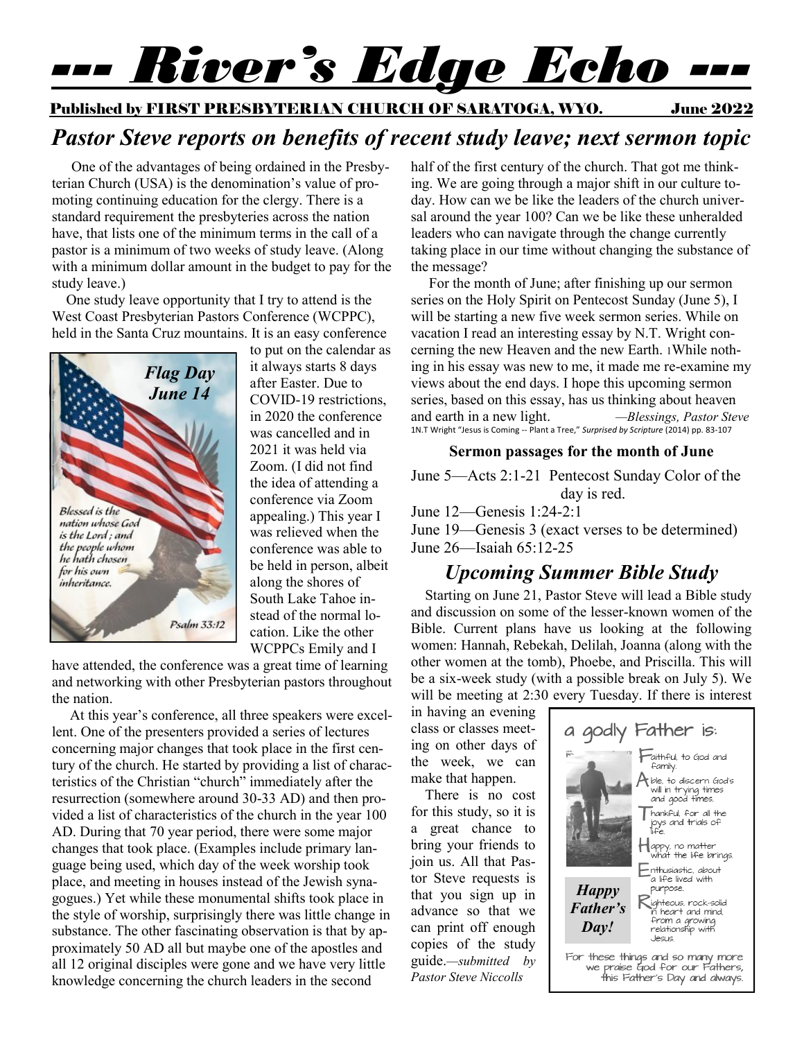# --- River's Edge Echo ---

**Published by FIRST PRESBYTERIAN CHURCH OF SARATOGA, WYO. June 2022**

## *Pastor Steve reports on benefits of recent study leave; next sermon topic*

One of the advantages of being ordained in the Presbyterian Church (USA) is the denomination's value of promoting continuing education for the clergy. There is a standard requirement the presbyteries across the nation have, that lists one of the minimum terms in the call of a pastor is a minimum of two weeks of study leave. (Along with a minimum dollar amount in the budget to pay for the study leave.)

One study leave opportunity that I try to attend is the West Coast Presbyterian Pastors Conference (WCPPC), held in the Santa Cruz mountains. It is an easy conference to put on the calendar as it always starts 8 days after Easter. Due to COVID-19 restrictions, in 2020 the conference was cancelled and in 2021 it was held via Zoom. (I did not find the idea of attending a conference via Zoom appealing.) This year I was relieved when the conference was able to be held in person, albeit along the shores of South Lake Tahoe instead of the normal location. Like the other WCPPCs Emily and I have attended, the conference was a great time of learning and networking with other Presbyterian pastors throughout the nation.

*Flag Day June 14*

*Blessed is the nation whose God is the Lord; and the people whom he hath chosen for his own inheritance.* Psalm 33:12

At this year's conference, all three speakers were excellent. One of the presenters provided a series of lectures concerning major changes that took place in the first century of the church. He started by providing a list of characteristics of the Christian "church" immediately after the resurrection (somewhere around 30-33 AD) and then provided a list of characteristics of the church in the year 100 AD. During that 70 year period, there were some major changes that took place. (Examples include primary language being used, which day of the week worship took place, and meeting in houses instead of the Jewish synagogues.) Yet while these monumental shifts took place in the style of worship, surprisingly there was little change in substance. The other fascinating observation is that by approximately 50 AD all but maybe one of the apostles and all 12 original disciples were gone and we have very little knowledge concerning the church leaders in the second half of the first century of the church. That got me thinking. We are going through a major shift in our culture today. How can we be like the leaders of the church universal around the year 100? Can we be like these unheralded leaders who can navigate through the change currently taking place in our time without changing the substance of the message?

For the month of June; after finishing up our sermon series on the Holy Spirit on Pentecost Sunday (June 5), I will be starting a new five week sermon series. While on vacation I read an interesting essay by N.T. Wright concerning the new Heaven and the new Earth. [1]While nothing in his essay was new to me, it made me re-examine my views about the end days. I hope this upcoming sermon series, based on this essay, has us thinking about heaven and earth in a new light. *—Blessings, Pastor Steve*

1N.T Wright "Jesus is Coming -- Plant a Tree," *Surprised by Scripture* (2014) pp. 83-107

### Sermon passages for the month of June

June 5—Acts 2:1-21 Pentecost Sunday Color of the day is red.

June 12—Genesis 1:24-2:1

June 19—Genesis 3 (exact verses to be determined)

June 26—Isaiah 65:12-25

## *Upcoming Summer Bible Study*

Starting on June 21, Pastor Steve will lead a Bible study and discussion on some of the lesser-known women of the Bible. Current plans have us looking at the following women: Hannah, Rebekah, Delilah, Joanna (along with the other women at the tomb), Phoebe, and Priscilla. This will be a six-week study (with a possible break on July 5). We will be meeting at 2:30 every Tuesday. If there is interest in having an evening class or classes meeting on other days of the week, we can make that happen.

There is no cost for this study, so it is a great chance to bring your friends to join us. All that Pastor Steve requests is that you sign up in advance so that we can print off enough copies of the study guide.*—submitted by Pastor Steve Niccolls*

a godly Father is:

- **F**aithful, to God and family.
- **A**ble, to discern God's will in trying times and good times.
- **T**hankful, for all the joys and trials of life.
- **H**appy, no matter what the life brings.
- **E**nthusiastic, about a life lived with purpose.
- **R**ighteous, rock-solid in heart and mind, from a growing relationship with Jesus.

*Happy Father's Day!*

For these things and so many more we praise God for our Fathers, this Father's Day and always.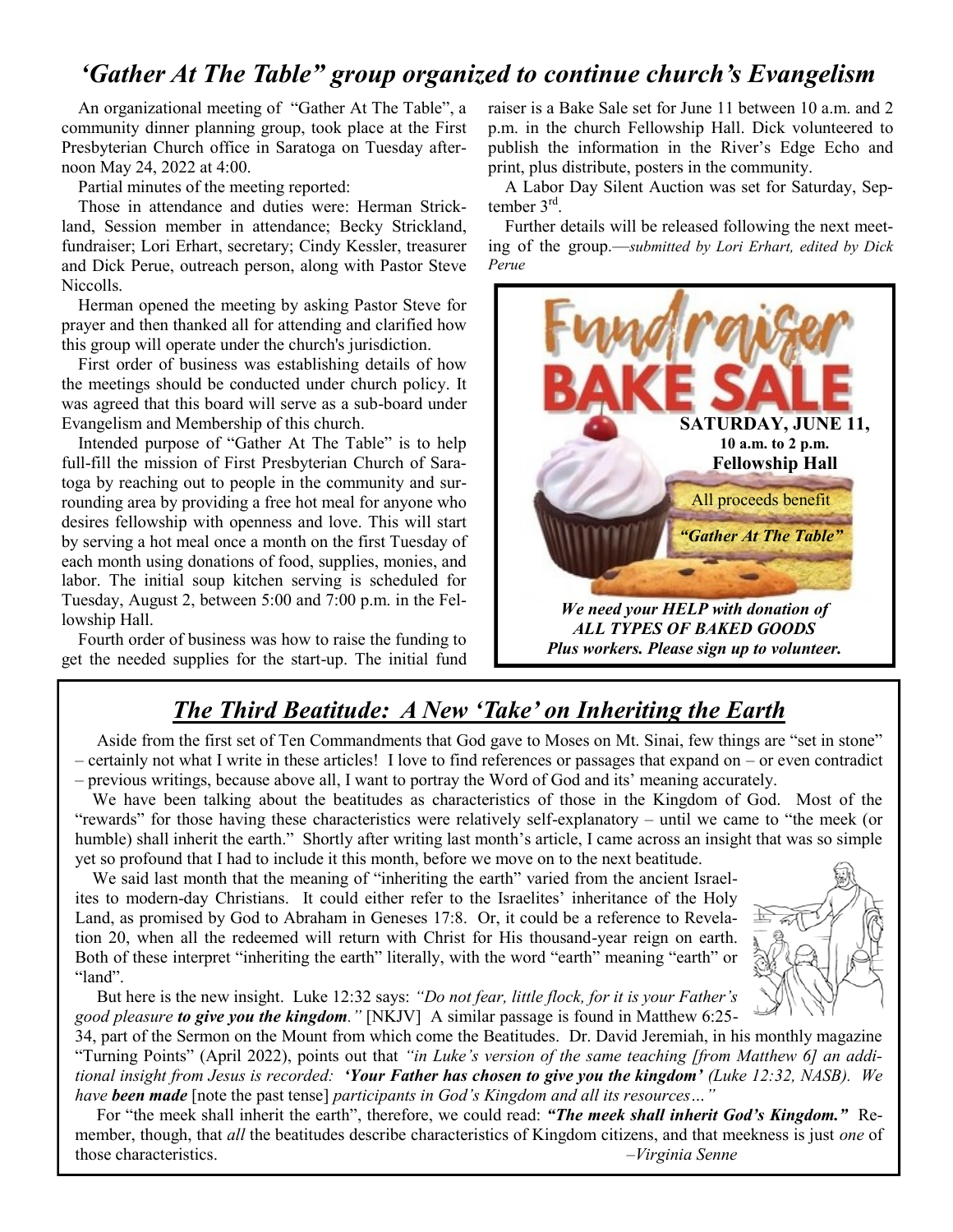## 'Gather At The Table" group organized to continue church's Evangelism

An organizational meeting of "Gather At The Table", a community dinner planning group, took place at the First Presbyterian Church office in Saratoga on Tuesday afternoon May 24, 2022 at 4:00.

Partial minutes of the meeting reported:

Those in attendance and duties were: Herman Strickland, Session member in attendance; Becky Strickland, fundraiser; Lori Erhart, secretary; Cindy Kessler, treasurer and Dick Perue, outreach person, along with Pastor Steve Niccolls.

Herman opened the meeting by asking Pastor Steve for prayer and then thanked all for attending and clarified how this group will operate under the church's jurisdiction.

First order of business was establishing details of how the meetings should be conducted under church policy. It was agreed that this board will serve as a sub-board under Evangelism and Membership of this church.

Intended purpose of "Gather At The Table" is to help full-fill the mission of First Presbyterian Church of Saratoga by reaching out to people in the community and surrounding area by providing a free hot meal for anyone who desires fellowship with openness and love. This will start by serving a hot meal once a month on the first Tuesday of each month using donations of food, supplies, monies, and labor. The initial soup kitchen serving is scheduled for Tuesday, August 2, between 5:00 and 7:00 p.m. in the Fellowship Hall.

Fourth order of business was how to raise the funding to get the needed supplies for the start-up. The initial fund raiser is a Bake Sale set for June 11 between 10 a.m. and 2 p.m. in the church Fellowship Hall. Dick volunteered to publish the information in the River's Edge Echo and print, plus distribute, posters in the community.

A Labor Day Silent Auction was set for Saturday, September 3rd.

Further details will be released following the next meeting of the group.—*submitted by Lori Erhart, edited by Dick Perue*

**Fundraiser BAKE SALE**

**SATURDAY, JUNE 11,**
**10 a.m. to 2 p.m.**
**Fellowship Hall**

All proceeds benefit
***"Gather At The Table"***

***We need your HELP with donation of ALL TYPES OF BAKED GOODS Plus workers. Please sign up to volunteer.***

## *The Third Beatitude: A New 'Take' on Inheriting the Earth*

Aside from the first set of Ten Commandments that God gave to Moses on Mt. Sinai, few things are "set in stone" – certainly not what I write in these articles! I love to find references or passages that expand on – or even contradict – previous writings, because above all, I want to portray the Word of God and its' meaning accurately.

We have been talking about the beatitudes as characteristics of those in the Kingdom of God. Most of the "rewards" for those having these characteristics were relatively self-explanatory – until we came to "the meek (or humble) shall inherit the earth." Shortly after writing last month's article, I came across an insight that was so simple yet so profound that I had to include it this month, before we move on to the next beatitude.

We said last month that the meaning of "inheriting the earth" varied from the ancient Israelites to modern-day Christians. It could either refer to the Israelites' inheritance of the Holy Land, as promised by God to Abraham in Geneses 17:8. Or, it could be a reference to Revelation 20, when all the redeemed will return with Christ for His thousand-year reign on earth. Both of these interpret "inheriting the earth" literally, with the word "earth" meaning "earth" or "land".

But here is the new insight. Luke 12:32 says: *"Do not fear, little flock, for it is your Father's good pleasure **to give you the kingdom**."* [NKJV] A similar passage is found in Matthew 6:25-34, part of the Sermon on the Mount from which come the Beatitudes. Dr. David Jeremiah, in his monthly magazine "Turning Points" (April 2022), points out that *"in Luke's version of the same teaching [from Matthew 6] an additional insight from Jesus is recorded: **'Your Father has chosen to give you the kingdom'** (Luke 12:32, NASB). We have **been made*** [note the past tense] *participants in God's Kingdom and all its resources…"*

For "the meek shall inherit the earth", therefore, we could read: ***"The meek shall inherit God's Kingdom."*** Remember, though, that *all* the beatitudes describe characteristics of Kingdom citizens, and that meekness is just *one* of those characteristics.

*–Virginia Senne*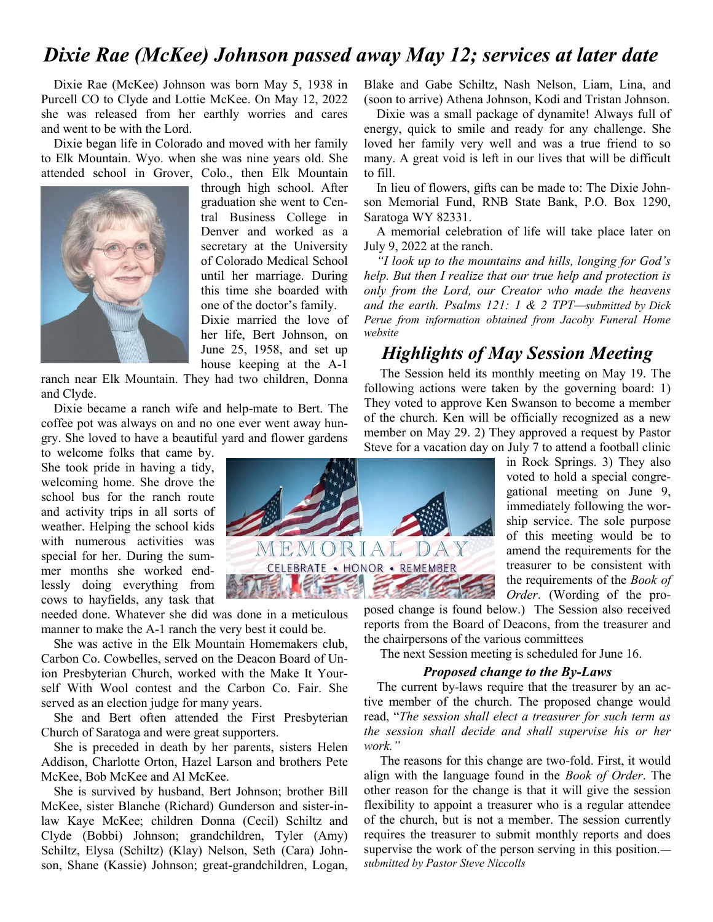# *Dixie Rae (McKee) Johnson passed away May 12; services at later date*

Dixie Rae (McKee) Johnson was born May 5, 1938 in Purcell CO to Clyde and Lottie McKee. On May 12, 2022 she was released from her earthly worries and cares and went to be with the Lord.

Dixie began life in Colorado and moved with her family to Elk Mountain. Wyo. when she was nine years old. She attended school in Grover, Colo., then Elk Mountain through high school. After graduation she went to Central Business College in Denver and worked as a secretary at the University of Colorado Medical School until her marriage. During this time she boarded with one of the doctor's family.

Dixie married the love of her life, Bert Johnson, on June 25, 1958, and set up house keeping at the A-1 ranch near Elk Mountain. They had two children, Donna and Clyde.

Dixie became a ranch wife and help-mate to Bert. The coffee pot was always on and no one ever went away hungry. She loved to have a beautiful yard and flower gardens to welcome folks that came by. She took pride in having a tidy, welcoming home. She drove the school bus for the ranch route and activity trips in all sorts of weather. Helping the school kids with numerous activities was special for her. During the summer months she worked endlessly doing everything from cows to hayfields, any task that needed done. Whatever she did was done in a meticulous manner to make the A-1 ranch the very best it could be.

She was active in the Elk Mountain Homemakers club, Carbon Co. Cowbelles, served on the Deacon Board of Union Presbyterian Church, worked with the Make It Yourself With Wool contest and the Carbon Co. Fair. She served as an election judge for many years.

She and Bert often attended the First Presbyterian Church of Saratoga and were great supporters.

She is preceded in death by her parents, sisters Helen Addison, Charlotte Orton, Hazel Larson and brothers Pete McKee, Bob McKee and Al McKee.

She is survived by husband, Bert Johnson; brother Bill McKee, sister Blanche (Richard) Gunderson and sister-in-law Kaye McKee; children Donna (Cecil) Schiltz and Clyde (Bobbi) Johnson; grandchildren, Tyler (Amy) Schiltz, Elysa (Schiltz) (Klay) Nelson, Seth (Cara) Johnson, Shane (Kassie) Johnson; great-grandchildren, Logan, Blake and Gabe Schiltz, Nash Nelson, Liam, Lina, and (soon to arrive) Athena Johnson, Kodi and Tristan Johnson.

Dixie was a small package of dynamite! Always full of energy, quick to smile and ready for any challenge. She loved her family very well and was a true friend to so many. A great void is left in our lives that will be difficult to fill.

In lieu of flowers, gifts can be made to: The Dixie Johnson Memorial Fund, RNB State Bank, P.O. Box 1290, Saratoga WY 82331.

A memorial celebration of life will take place later on July 9, 2022 at the ranch.

*"I look up to the mountains and hills, longing for God's help. But then I realize that our true help and protection is only from the Lord, our Creator who made the heavens and the earth. Psalms 121: 1 & 2 TPT—submitted by Dick Perue from information obtained from Jacoby Funeral Home website*

MEMORIAL DAY
CELEBRATE • HONOR • REMEMBER

## *Highlights of May Session Meeting*

The Session held its monthly meeting on May 19. The following actions were taken by the governing board: 1) They voted to approve Ken Swanson to become a member of the church. Ken will be officially recognized as a new member on May 29. 2) They approved a request by Pastor Steve for a vacation day on July 7 to attend a football clinic in Rock Springs. 3) They also voted to hold a special congregational meeting on June 9, immediately following the worship service. The sole purpose of this meeting would be to amend the requirements for the treasurer to be consistent with the requirements of the *Book of Order*. (Wording of the proposed change is found below.) The Session also received reports from the Board of Deacons, from the treasurer and the chairpersons of the various committees

The next Session meeting is scheduled for June 16.

### *Proposed change to the By-Laws*

The current by-laws require that the treasurer by an active member of the church. The proposed change would read, "*The session shall elect a treasurer for such term as the session shall decide and shall supervise his or her work."*

The reasons for this change are two-fold. First, it would align with the language found in the *Book of Order*. The other reason for the change is that it will give the session flexibility to appoint a treasurer who is a regular attendee of the church, but is not a member. The session currently requires the treasurer to submit monthly reports and does supervise the work of the person serving in this position.—*submitted by Pastor Steve Niccolls*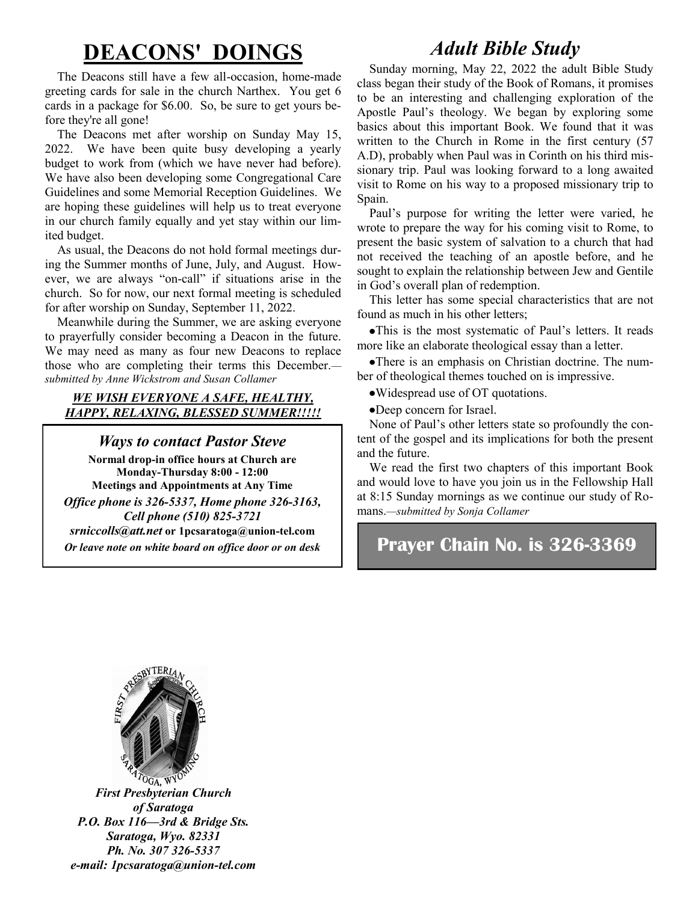# DEACONS' DOINGS

The Deacons still have a few all-occasion, home-made greeting cards for sale in the church Narthex. You get 6 cards in a package for $6.00. So, be sure to get yours before they're all gone!

The Deacons met after worship on Sunday May 15, 2022. We have been quite busy developing a yearly budget to work from (which we have never had before). We have also been developing some Congregational Care Guidelines and some Memorial Reception Guidelines. We are hoping these guidelines will help us to treat everyone in our church family equally and yet stay within our limited budget.

As usual, the Deacons do not hold formal meetings during the Summer months of June, July, and August. However, we are always "on-call" if situations arise in the church. So for now, our next formal meeting is scheduled for after worship on Sunday, September 11, 2022.

Meanwhile during the Summer, we are asking everyone to prayerfully consider becoming a Deacon in the future. We may need as many as four new Deacons to replace those who are completing their terms this December.—*submitted by Anne Wickstrom and Susan Collamer*

***WE WISH EVERYONE A SAFE, HEALTHY, HAPPY, RELAXING, BLESSED SUMMER!!!!!***

### *Ways to contact Pastor Steve*

**Normal drop-in office hours at Church are Monday-Thursday 8:00 - 12:00**
**Meetings and Appointments at Any Time**

***Office phone is 326-5337, Home phone 326-3163, Cell phone (510) 825-3721***

***srniccolls@att.net* or 1pcsaratoga@union-tel.com**

***Or leave note on white board on office door or on desk***

# *Adult Bible Study*

Sunday morning, May 22, 2022 the adult Bible Study class began their study of the Book of Romans, it promises to be an interesting and challenging exploration of the Apostle Paul's theology. We began by exploring some basics about this important Book. We found that it was written to the Church in Rome in the first century (57 A.D), probably when Paul was in Corinth on his third missionary trip. Paul was looking forward to a long awaited visit to Rome on his way to a proposed missionary trip to Spain.

Paul's purpose for writing the letter were varied, he wrote to prepare the way for his coming visit to Rome, to present the basic system of salvation to a church that had not received the teaching of an apostle before, and he sought to explain the relationship between Jew and Gentile in God's overall plan of redemption.

This letter has some special characteristics that are not found as much in his other letters;

- This is the most systematic of Paul's letters. It reads more like an elaborate theological essay than a letter.
- There is an emphasis on Christian doctrine. The number of theological themes touched on is impressive.
- Widespread use of OT quotations.
- Deep concern for Israel.

None of Paul's other letters state so profoundly the content of the gospel and its implications for both the present and the future.

We read the first two chapters of this important Book and would love to have you join us in the Fellowship Hall at 8:15 Sunday mornings as we continue our study of Romans.—*submitted by Sonja Collamer*

**Prayer Chain No. is 326-3369**

FIRST PRESBYTERIAN CHURCH SARATOGA, WYOMING

***First Presbyterian Church of Saratoga***
***P.O. Box 116—3rd & Bridge Sts.***
***Saratoga, Wyo. 82331***
***Ph. No. 307 326-5337***
***e-mail: 1pcsaratoga@union-tel.com***